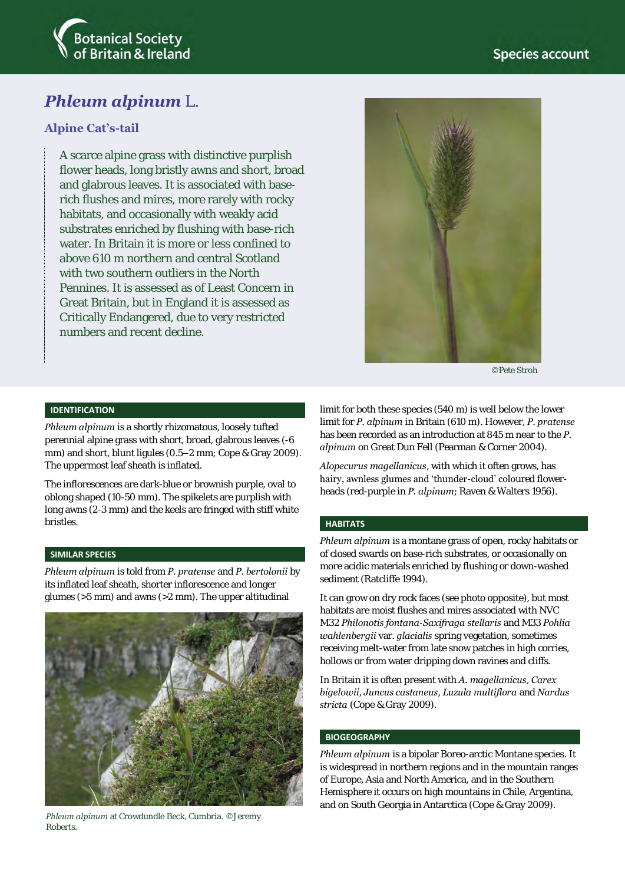Botanical Society of Britain & Ireland

Species account

# *Phleum alpinum* L.

## Alpine Cat's-tail

A scarce alpine grass with distinctive purplish flower heads, long bristly awns and short, broad and glabrous leaves. It is associated with base-rich flushes and mires, more rarely with rocky habitats, and occasionally with weakly acid substrates enriched by flushing with base-rich water. In Britain it is more or less confined to above 610 m northern and central Scotland with two southern outliers in the North Pennines. It is assessed as of Least Concern in Great Britain, but in England it is assessed as Critically Endangered, due to very restricted numbers and recent decline.

©Pete Stroh

### IDENTIFICATION

*Phleum alpinum* is a shortly rhizomatous, loosely tufted perennial alpine grass with short, broad, glabrous leaves (-6 mm) and short, blunt ligules (0.5–2 mm; Cope & Gray 2009). The uppermost leaf sheath is inflated.

The inflorescences are dark-blue or brownish purple, oval to oblong shaped (10-50 mm). The spikelets are purplish with long awns (2-3 mm) and the keels are fringed with stiff white bristles.

### SIMILAR SPECIES

*Phleum alpinum* is told from *P. pratense* and *P. bertolonii* by its inflated leaf sheath, shorter inflorescence and longer glumes (>5 mm) and awns (>2 mm). The upper altitudinal limit for both these species (540 m) is well below the lower limit for *P. alpinum* in Britain (610 m). However, *P. pratense* has been recorded as an introduction at 845 m near to the *P. alpinum* on Great Dun Fell (Pearman & Corner 2004).

*Alopecurus magellanicus*, with which it often grows, has hairy, awnless glumes and 'thunder-cloud' coloured flower-heads (red-purple in *P. alpinum*; Raven & Walters 1956).

*Phleum alpinum* at Crowdundle Beck, Cumbria. ©Jeremy Roberts.

### HABITATS

*Phleum alpinum* is a montane grass of open, rocky habitats or of closed swards on base-rich substrates, or occasionally on more acidic materials enriched by flushing or down-washed sediment (Ratcliffe 1994).

It can grow on dry rock faces (see photo opposite), but most habitats are moist flushes and mires associated with NVC M32 *Philonotis fontana-Saxifraga stellaris* and M33 *Pohlia wahlenbergii* var. *glacialis* spring vegetation, sometimes receiving melt-water from late snow patches in high corries, hollows or from water dripping down ravines and cliffs.

In Britain it is often present with *A. magellanicus*, *Carex bigelowii*, *Juncus castaneus*, *Luzula multiflora* and *Nardus stricta* (Cope & Gray 2009).

### BIOGEOGRAPHY

*Phleum alpinum* is a bipolar Boreo-arctic Montane species. It is widespread in northern regions and in the mountain ranges of Europe, Asia and North America, and in the Southern Hemisphere it occurs on high mountains in Chile, Argentina, and on South Georgia in Antarctica (Cope & Gray 2009).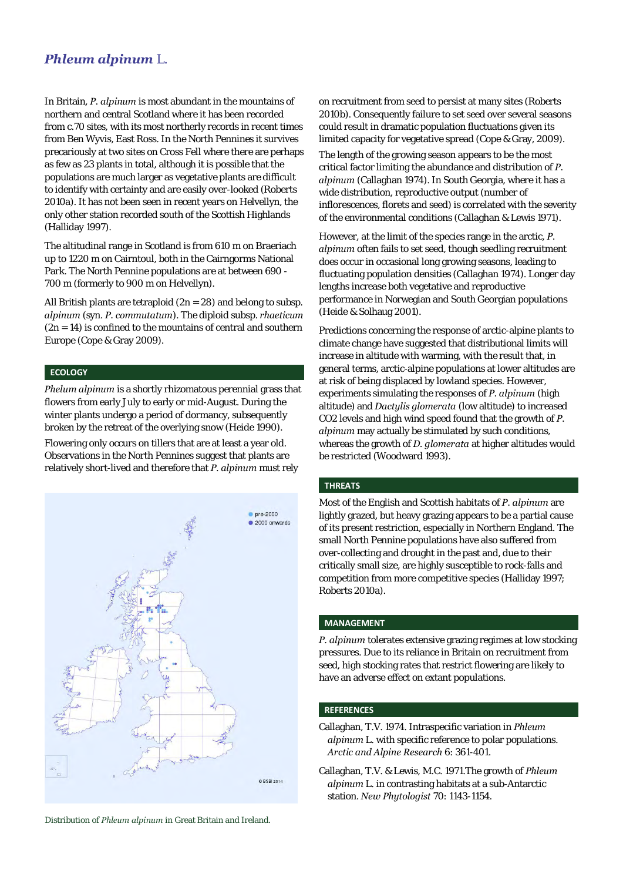## *Phleum alpinum* L.

In Britain, *P. alpinum* is most abundant in the mountains of northern and central Scotland where it has been recorded from c.70 sites, with its most northerly records in recent times from Ben Wyvis, East Ross. In the North Pennines it survives precariously at two sites on Cross Fell where there are perhaps as few as 23 plants in total, although it is possible that the populations are much larger as vegetative plants are difficult to identify with certainty and are easily over-looked (Roberts 2010a). It has not been seen in recent years on Helvellyn, the only other station recorded south of the Scottish Highlands (Halliday 1997).

The altitudinal range in Scotland is from 610 m on Braeriach up to 1220 m on Cairntoul, both in the Cairngorms National Park. The North Pennine populations are at between 690 - 700 m (formerly to 900 m on Helvellyn).

All British plants are tetraploid (2n = 28) and belong to subsp. *alpinum* (syn. *P. commutatum*). The diploid subsp. *rhaeticum* (2n = 14) is confined to the mountains of central and southern Europe (Cope & Gray 2009).

### ECOLOGY

*Phelum alpinum* is a shortly rhizomatous perennial grass that flowers from early July to early or mid-August. During the winter plants undergo a period of dormancy, subsequently broken by the retreat of the overlying snow (Heide 1990).

Flowering only occurs on tillers that are at least a year old. Observations in the North Pennines suggest that plants are relatively short-lived and therefore that *P. alpinum* must rely on recruitment from seed to persist at many sites (Roberts 2010b). Consequently failure to set seed over several seasons could result in dramatic population fluctuations given its limited capacity for vegetative spread (Cope & Gray, 2009).

The length of the growing season appears to be the most critical factor limiting the abundance and distribution of *P. alpinum* (Callaghan 1974). In South Georgia, where it has a wide distribution, reproductive output (number of inflorescences, florets and seed) is correlated with the severity of the environmental conditions (Callaghan & Lewis 1971).

However, at the limit of the species range in the arctic, *P. alpinum* often fails to set seed, though seedling recruitment does occur in occasional long growing seasons, leading to fluctuating population densities (Callaghan 1974). Longer day lengths increase both vegetative and reproductive performance in Norwegian and South Georgian populations (Heide & Solhaug 2001).

Predictions concerning the response of arctic-alpine plants to climate change have suggested that distributional limits will increase in altitude with warming, with the result that, in general terms, arctic-alpine populations at lower altitudes are at risk of being displaced by lowland species. However, experiments simulating the responses of *P. alpinum* (high altitude) and *Dactylis glomerata* (low altitude) to increased $CO_2$ levels and high wind speed found that the growth of *P. alpinum* may actually be stimulated by such conditions, whereas the growth of *D. glomerata* at higher altitudes would be restricted (Woodward 1993).

Distribution of *Phleum alpinum* in Great Britain and Ireland.

### THREATS

Most of the English and Scottish habitats of *P. alpinum* are lightly grazed, but heavy grazing appears to be a partial cause of its present restriction, especially in Northern England. The small North Pennine populations have also suffered from over-collecting and drought in the past and, due to their critically small size, are highly susceptible to rock-falls and competition from more competitive species (Halliday 1997; Roberts 2010a).

### MANAGEMENT

*P. alpinum* tolerates extensive grazing regimes at low stocking pressures. Due to its reliance in Britain on recruitment from seed, high stocking rates that restrict flowering are likely to have an adverse effect on extant populations.

### REFERENCES

Callaghan, T.V. 1974. Intraspecific variation in *Phleum alpinum* L. with specific reference to polar populations. *Arctic and Alpine Research* 6: 361-401.

Callaghan, T.V. & Lewis, M.C. 1971.The growth of *Phleum alpinum* L. in contrasting habitats at a sub-Antarctic station. *New Phytologist* 70: 1143-1154.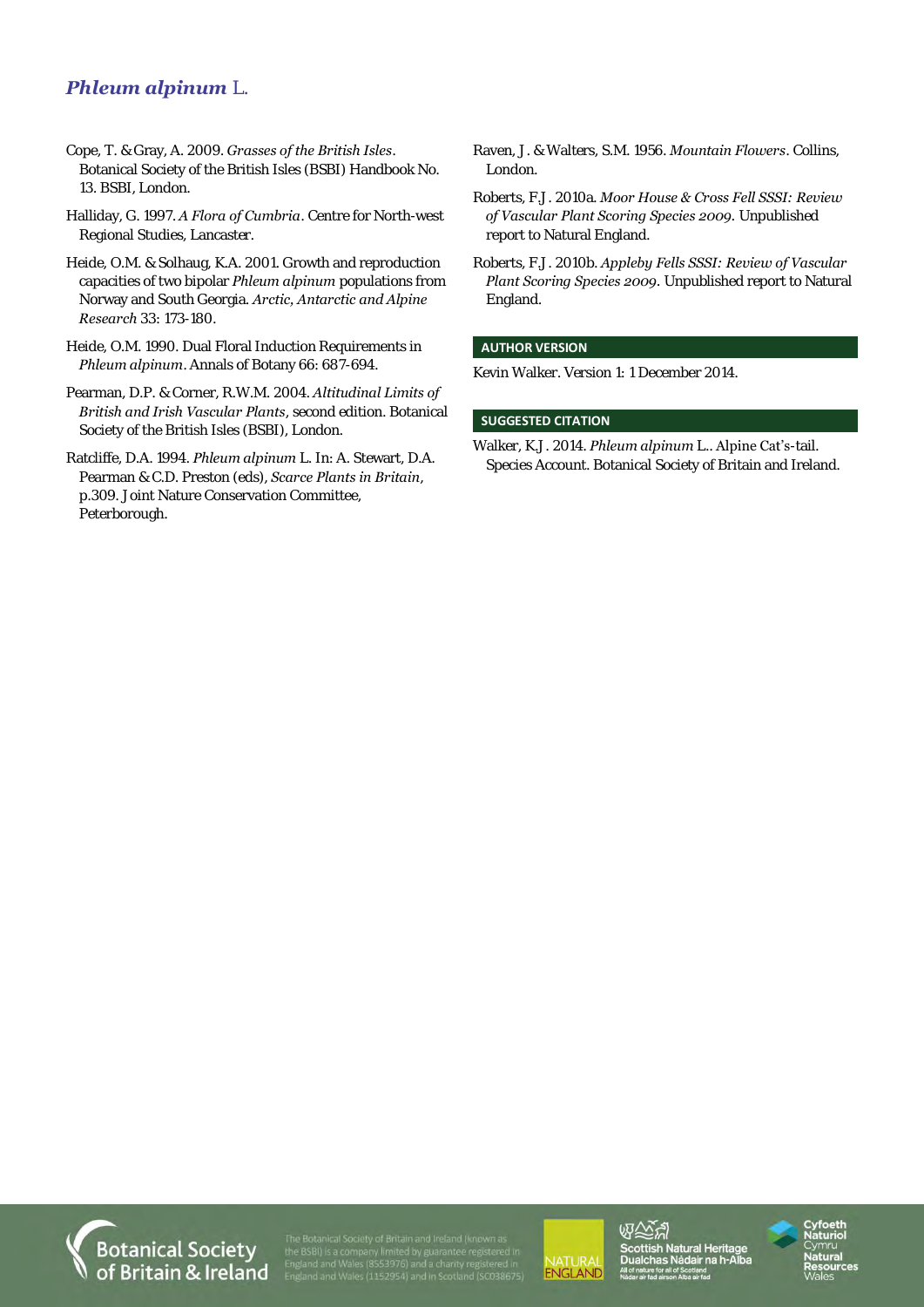Cope, T. & Gray, A. 2009. *Grasses of the British Isles*. Botanical Society of the British Isles (BSBI) Handbook No. 13. BSBI, London.

Halliday, G. 1997. *A Flora of Cumbria*. Centre for North-west Regional Studies, Lancaster.

Heide, O.M. & Solhaug, K.A. 2001. Growth and reproduction capacities of two bipolar *Phleum alpinum* populations from Norway and South Georgia. *Arctic, Antarctic and Alpine Research* 33: 173-180.

Heide, O.M. 1990. Dual Floral Induction Requirements in *Phleum alpinum*. Annals of Botany 66: 687-694.

Pearman, D.P. & Corner, R.W.M. 2004. *Altitudinal Limits of British and Irish Vascular Plants*, second edition. Botanical Society of the British Isles (BSBI), London.

Ratcliffe, D.A. 1994. *Phleum alpinum* L. In: A. Stewart, D.A. Pearman & C.D. Preston (eds), *Scarce Plants in Britain*, p.309. Joint Nature Conservation Committee, Peterborough.

Raven, J. & Walters, S.M. 1956. *Mountain Flowers*. Collins, London.

Roberts, F.J. 2010a. *Moor House & Cross Fell SSSI: Review of Vascular Plant Scoring Species 2009*. Unpublished report to Natural England.

Roberts, F.J. 2010b. *Appleby Fells SSSI: Review of Vascular Plant Scoring Species 2009*. Unpublished report to Natural England.

## AUTHOR VERSION

Kevin Walker. Version 1: 1 December 2014.

## SUGGESTED CITATION

Walker, K.J. 2014. *Phleum alpinum* L.. Alpine Cat's-tail. Species Account. Botanical Society of Britain and Ireland.

The Botanical Society of Britain and Ireland (known as the BSBI) is a company limited by guarantee registered in England and Wales (8553976) and a charity registered in England and Wales (1152954) and in Scotland (SC038675)